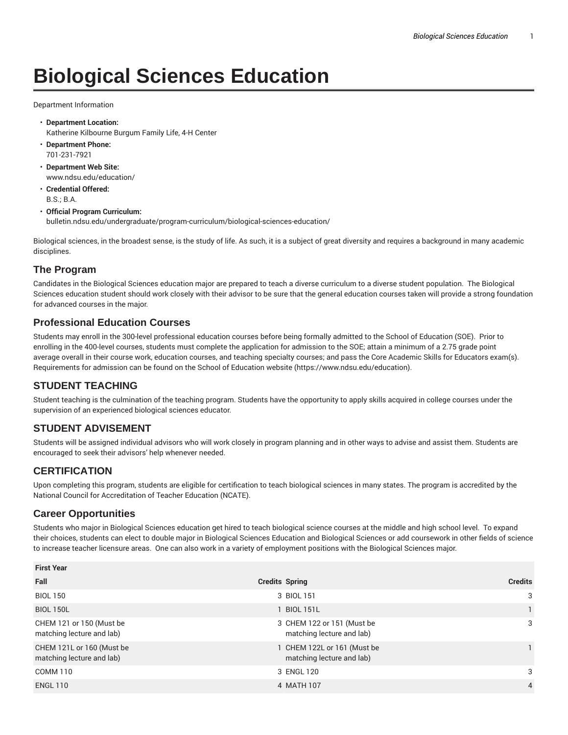# Biological Sciences Education

Department Information

- **Department Location:**
  Katherine Kilbourne Burgum Family Life, 4-H Center
- **Department Phone:**
  701-231-7921
- **Department Web Site:**
  www.ndsu.edu/education/
- **Credential Offered:**
  B.S.; B.A.
- **Official Program Curriculum:**
  bulletin.ndsu.edu/undergraduate/program-curriculum/biological-sciences-education/

Biological sciences, in the broadest sense, is the study of life. As such, it is a subject of great diversity and requires a background in many academic disciplines.

## The Program

Candidates in the Biological Sciences education major are prepared to teach a diverse curriculum to a diverse student population. The Biological Sciences education student should work closely with their advisor to be sure that the general education courses taken will provide a strong foundation for advanced courses in the major.

## Professional Education Courses

Students may enroll in the 300-level professional education courses before being formally admitted to the School of Education (SOE). Prior to enrolling in the 400-level courses, students must complete the application for admission to the SOE; attain a minimum of a 2.75 grade point average overall in their course work, education courses, and teaching specialty courses; and pass the Core Academic Skills for Educators exam(s). Requirements for admission can be found on the School of Education website (https://www.ndsu.edu/education).

## STUDENT TEACHING

Student teaching is the culmination of the teaching program. Students have the opportunity to apply skills acquired in college courses under the supervision of an experienced biological sciences educator.

## STUDENT ADVISEMENT

Students will be assigned individual advisors who will work closely in program planning and in other ways to advise and assist them. Students are encouraged to seek their advisors' help whenever needed.

## CERTIFICATION

Upon completing this program, students are eligible for certification to teach biological sciences in many states. The program is accredited by the National Council for Accreditation of Teacher Education (NCATE).

## Career Opportunities

Students who major in Biological Sciences education get hired to teach biological science courses at the middle and high school level. To expand their choices, students can elect to double major in Biological Sciences Education and Biological Sciences or add coursework in other fields of science to increase teacher licensure areas. One can also work in a variety of employment positions with the Biological Sciences major.

| First Year | | | |
| --- | --- | --- | --- |
| **Fall** | **Credits** | **Spring** | **Credits** |
| BIOL 150 | 3 | BIOL 151 | 3 |
| BIOL 150L | 1 | BIOL 151L | 1 |
| CHEM 121 or 150 (Must be matching lecture and lab) | 3 | CHEM 122 or 151 (Must be matching lecture and lab) | 3 |
| CHEM 121L or 160 (Must be matching lecture and lab) | 1 | CHEM 122L or 161 (Must be matching lecture and lab) | 1 |
| COMM 110 | 3 | ENGL 120 | 3 |
| ENGL 110 | 4 | MATH 107 | 4 |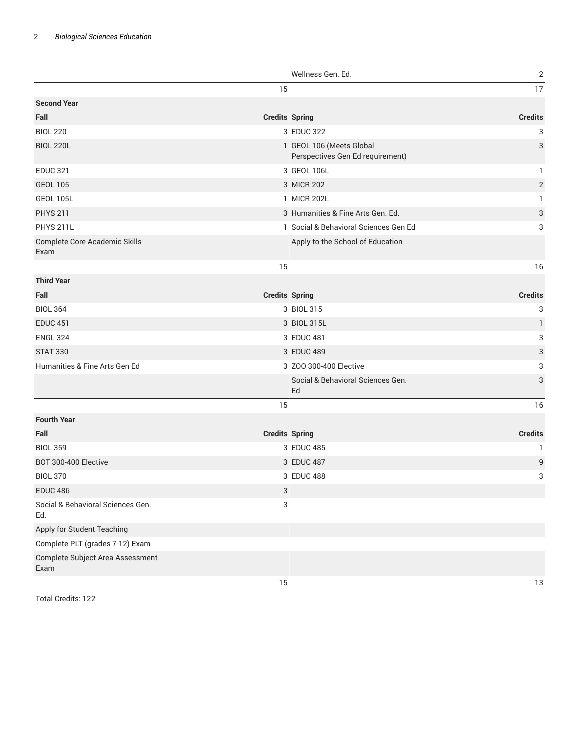| | | | |
|---|---|---|---|
| | | Wellness Gen. Ed. | 2 |
| | 15 | | 17 |
| **Second Year** | | | |
| **Fall** | **Credits** | **Spring** | **Credits** |
| BIOL 220 | 3 | EDUC 322 | 3 |
| BIOL 220L | 1 | GEOL 106 (Meets Global Perspectives Gen Ed requirement) | 3 |
| EDUC 321 | 3 | GEOL 106L | 1 |
| GEOL 105 | 3 | MICR 202 | 2 |
| GEOL 105L | 1 | MICR 202L | 1 |
| PHYS 211 | 3 | Humanities & Fine Arts Gen. Ed. | 3 |
| PHYS 211L | 1 | Social & Behavioral Sciences Gen Ed | 3 |
| Complete Core Academic Skills Exam | | Apply to the School of Education | |
| | 15 | | 16 |
| **Third Year** | | | |
| **Fall** | **Credits** | **Spring** | **Credits** |
| BIOL 364 | 3 | BIOL 315 | 3 |
| EDUC 451 | 3 | BIOL 315L | 1 |
| ENGL 324 | 3 | EDUC 481 | 3 |
| STAT 330 | 3 | EDUC 489 | 3 |
| Humanities & Fine Arts Gen Ed | 3 | ZOO 300-400 Elective | 3 |
| | | Social & Behavioral Sciences Gen. Ed | 3 |
| | 15 | | 16 |
| **Fourth Year** | | | |
| **Fall** | **Credits** | **Spring** | **Credits** |
| BIOL 359 | 3 | EDUC 485 | 1 |
| BOT 300-400 Elective | 3 | EDUC 487 | 9 |
| BIOL 370 | 3 | EDUC 488 | 3 |
| EDUC 486 | 3 | | |
| Social & Behavioral Sciences Gen. Ed. | 3 | | |
| Apply for Student Teaching | | | |
| Complete PLT (grades 7-12) Exam | | | |
| Complete Subject Area Assessment Exam | | | |
| | 15 | | 13 |

Total Credits: 122